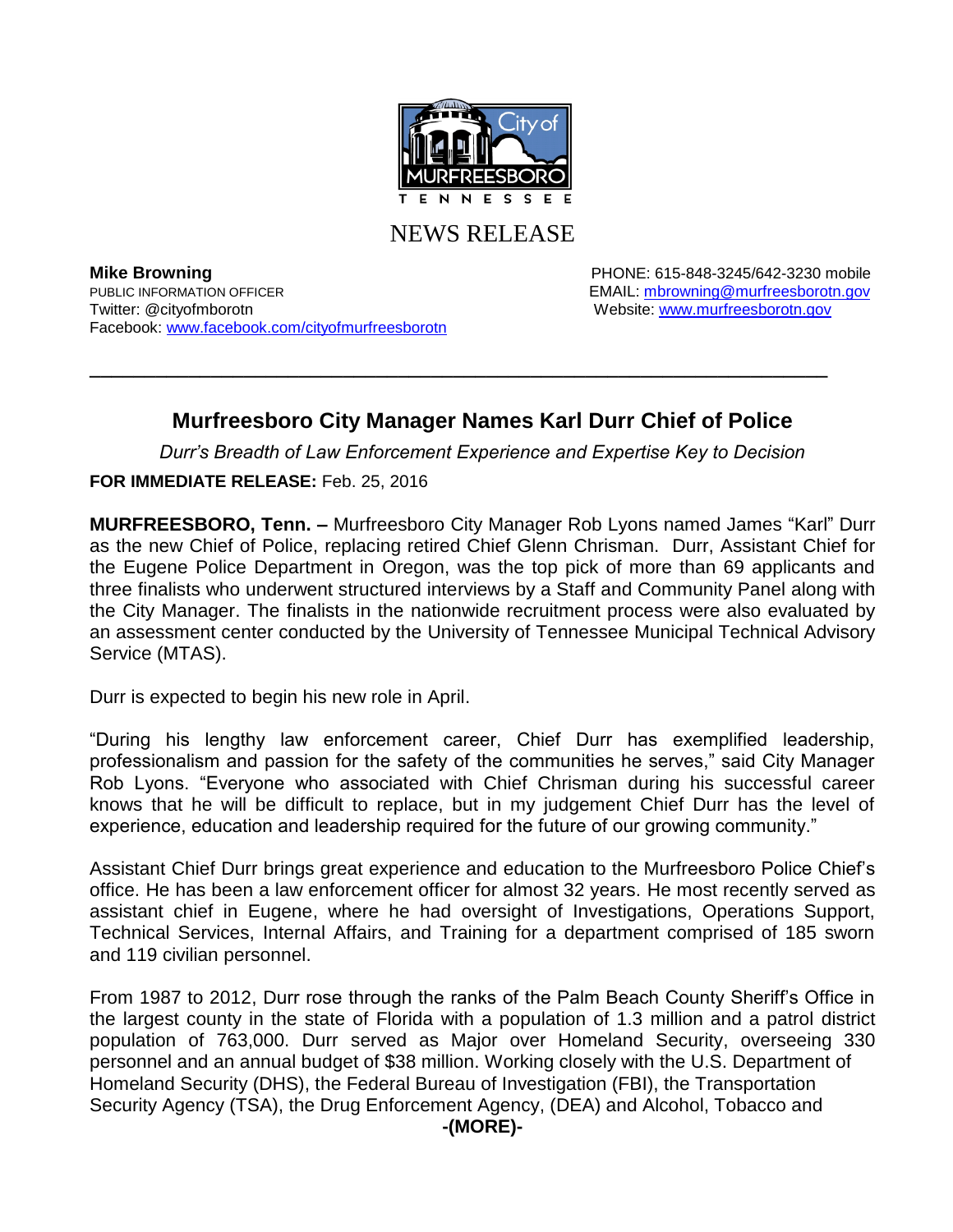City of MURFREESBORO TENNESSEE

NEWS RELEASE

**Mike Browning**
PUBLIC INFORMATION OFFICER
Twitter: @cityofmboroton
Facebook: www.facebook.com/cityofmurfreesborotn

PHONE: 615-848-3245/642-3230 mobile
EMAIL: mbrowning@murfreesborotn.gov
Website: www.murfreesborotn.gov

---

## Murfreesboro City Manager Names Karl Durr Chief of Police

*Durr's Breadth of Law Enforcement Experience and Expertise Key to Decision*

**FOR IMMEDIATE RELEASE:** Feb. 25, 2016

**MURFREESBORO, Tenn. –** Murfreesboro City Manager Rob Lyons named James "Karl" Durr as the new Chief of Police, replacing retired Chief Glenn Chrisman. Durr, Assistant Chief for the Eugene Police Department in Oregon, was the top pick of more than 69 applicants and three finalists who underwent structured interviews by a Staff and Community Panel along with the City Manager. The finalists in the nationwide recruitment process were also evaluated by an assessment center conducted by the University of Tennessee Municipal Technical Advisory Service (MTAS).

Durr is expected to begin his new role in April.

"During his lengthy law enforcement career, Chief Durr has exemplified leadership, professionalism and passion for the safety of the communities he serves," said City Manager Rob Lyons. "Everyone who associated with Chief Chrisman during his successful career knows that he will be difficult to replace, but in my judgement Chief Durr has the level of experience, education and leadership required for the future of our growing community."

Assistant Chief Durr brings great experience and education to the Murfreesboro Police Chief's office. He has been a law enforcement officer for almost 32 years. He most recently served as assistant chief in Eugene, where he had oversight of Investigations, Operations Support, Technical Services, Internal Affairs, and Training for a department comprised of 185 sworn and 119 civilian personnel.

From 1987 to 2012, Durr rose through the ranks of the Palm Beach County Sheriff's Office in the largest county in the state of Florida with a population of 1.3 million and a patrol district population of 763,000. Durr served as Major over Homeland Security, overseeing 330 personnel and an annual budget of $38 million. Working closely with the U.S. Department of Homeland Security (DHS), the Federal Bureau of Investigation (FBI), the Transportation Security Agency (TSA), the Drug Enforcement Agency, (DEA) and Alcohol, Tobacco and

-(MORE)-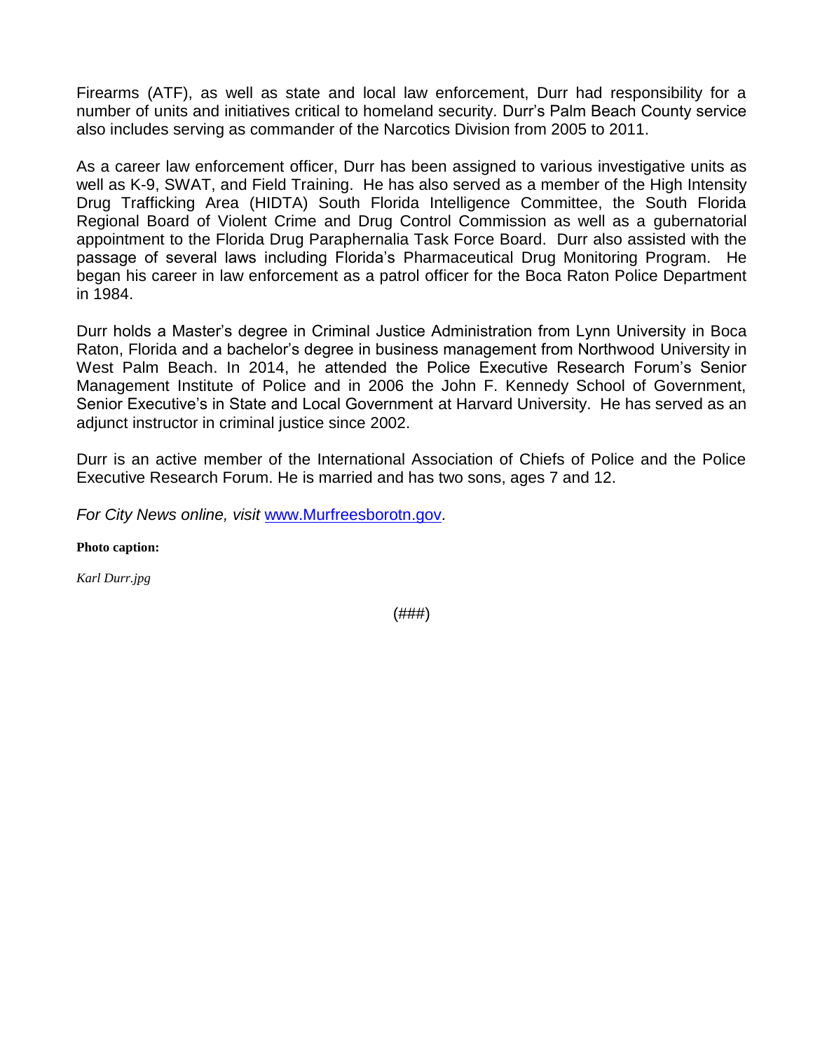Firearms (ATF), as well as state and local law enforcement, Durr had responsibility for a number of units and initiatives critical to homeland security. Durr's Palm Beach County service also includes serving as commander of the Narcotics Division from 2005 to 2011.

As a career law enforcement officer, Durr has been assigned to various investigative units as well as K-9, SWAT, and Field Training. He has also served as a member of the High Intensity Drug Trafficking Area (HIDTA) South Florida Intelligence Committee, the South Florida Regional Board of Violent Crime and Drug Control Commission as well as a gubernatorial appointment to the Florida Drug Paraphernalia Task Force Board. Durr also assisted with the passage of several laws including Florida's Pharmaceutical Drug Monitoring Program. He began his career in law enforcement as a patrol officer for the Boca Raton Police Department in 1984.

Durr holds a Master's degree in Criminal Justice Administration from Lynn University in Boca Raton, Florida and a bachelor's degree in business management from Northwood University in West Palm Beach. In 2014, he attended the Police Executive Research Forum's Senior Management Institute of Police and in 2006 the John F. Kennedy School of Government, Senior Executive's in State and Local Government at Harvard University. He has served as an adjunct instructor in criminal justice since 2002.

Durr is an active member of the International Association of Chiefs of Police and the Police Executive Research Forum. He is married and has two sons, ages 7 and 12.

*For City News online, visit* [www.Murfreesborotn.gov](http://www.Murfreesborotn.gov).

**Photo caption:**

*Karl Durr.jpg*

(###)